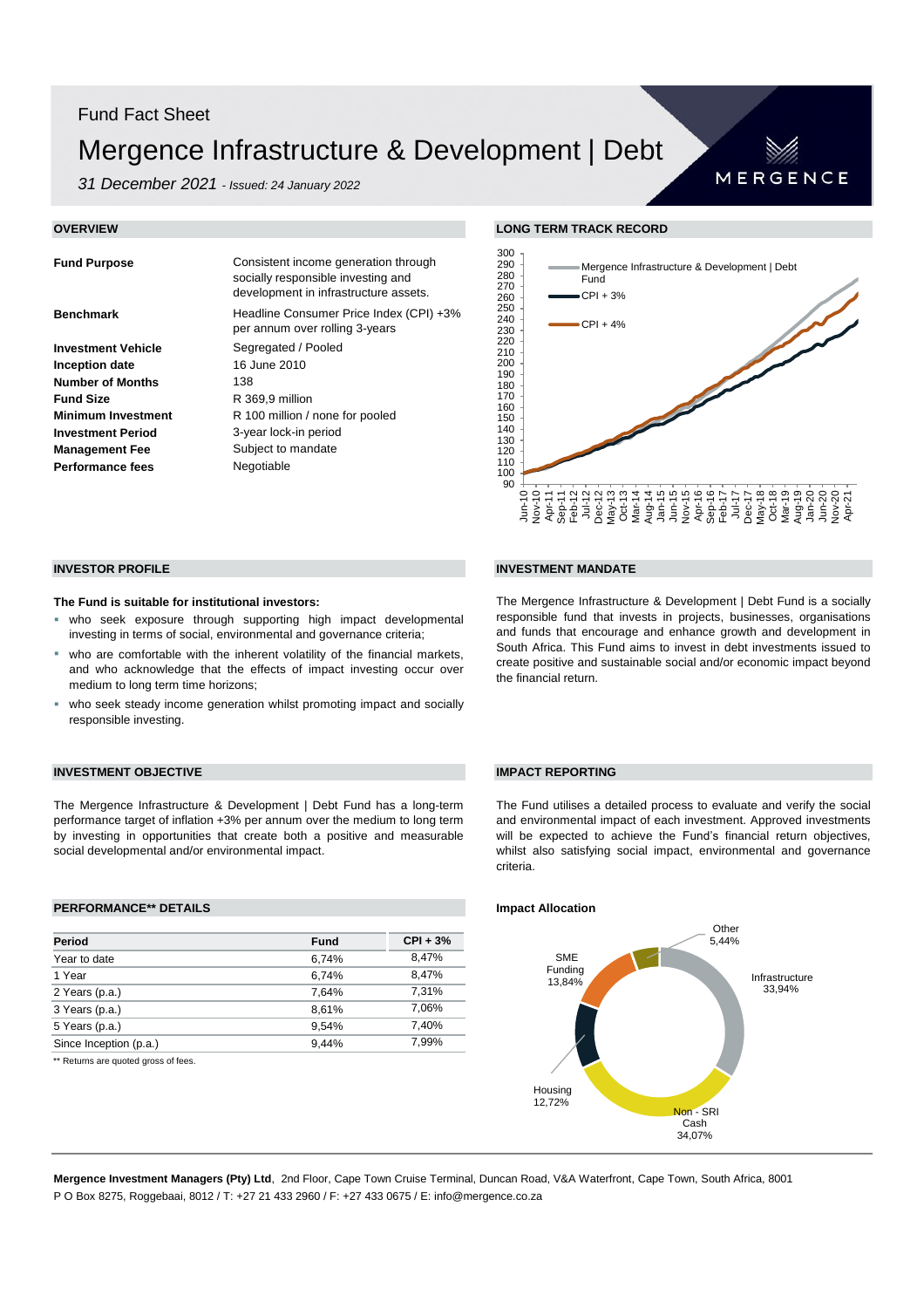Fund Fact Sheet

# Mergence Infrastructure & Development | Debt

*31 December 2021 - Issued: 24 January 2022*

## OVERVIEW

| | |
|---|---|
| **Fund Purpose** | Consistent income generation through socially responsible investing and development in infrastructure assets. |
| **Benchmark** | Headline Consumer Price Index (CPI) +3% per annum over rolling 3-years |
| **Investment Vehicle** | Segregated / Pooled |
| **Inception date** | 16 June 2010 |
| **Number of Months** | 138 |
| **Fund Size** | R 369,9 million |
| **Minimum Investment** | R 100 million / none for pooled |
| **Investment Period** | 3-year lock-in period |
| **Management Fee** | Subject to mandate |
| **Performance fees** | Negotiable |

## LONG TERM TRACK RECORD

Mergence Infrastructure & Development | Debt Fund

CPI + 3%

CPI + 4%

## INVESTOR PROFILE

**The Fund is suitable for institutional investors:**

- who seek exposure through supporting high impact developmental investing in terms of social, environmental and governance criteria;
- who are comfortable with the inherent volatility of the financial markets, and who acknowledge that the effects of impact investing occur over medium to long term time horizons;
- who seek steady income generation whilst promoting impact and socially responsible investing.

## INVESTMENT MANDATE

The Mergence Infrastructure & Development | Debt Fund is a socially responsible fund that invests in projects, businesses, organisations and funds that encourage and enhance growth and development in South Africa. This Fund aims to invest in debt investments issued to create positive and sustainable social and/or economic impact beyond the financial return.

## INVESTMENT OBJECTIVE

The Mergence Infrastructure & Development | Debt Fund has a long-term performance target of inflation +3% per annum over the medium to long term by investing in opportunities that create both a positive and measurable social developmental and/or environmental impact.

## IMPACT REPORTING

The Fund utilises a detailed process to evaluate and verify the social and environmental impact of each investment. Approved investments will be expected to achieve the Fund's financial return objectives, whilst also satisfying social impact, environmental and governance criteria.

## PERFORMANCE** DETAILS

| Period | Fund | CPI + 3% |
|---|---|---|
| Year to date | 6,74% | 8,47% |
| 1 Year | 6,74% | 8,47% |
| 2 Years (p.a.) | 7,64% | 7,31% |
| 3 Years (p.a.) | 8,61% | 7,06% |
| 5 Years (p.a.) | 9,54% | 7,40% |
| Since Inception (p.a.) | 9,44% | 7,99% |

** Returns are quoted gross of fees.

### Impact Allocation

| Category | Allocation |
|---|---|
| Infrastructure | 33,94% |
| Non - SRI Cash | 34,07% |
| Housing | 12,72% |
| SME Funding | 13,84% |
| Other | 5,44% |

**Mergence Investment Managers (Pty) Ltd**, 2nd Floor, Cape Town Cruise Terminal, Duncan Road, V&A Waterfront, Cape Town, South Africa, 8001
P O Box 8275, Roggebaai, 8012 / T: +27 21 433 2960 / F: +27 433 0675 / E: info@mergence.co.za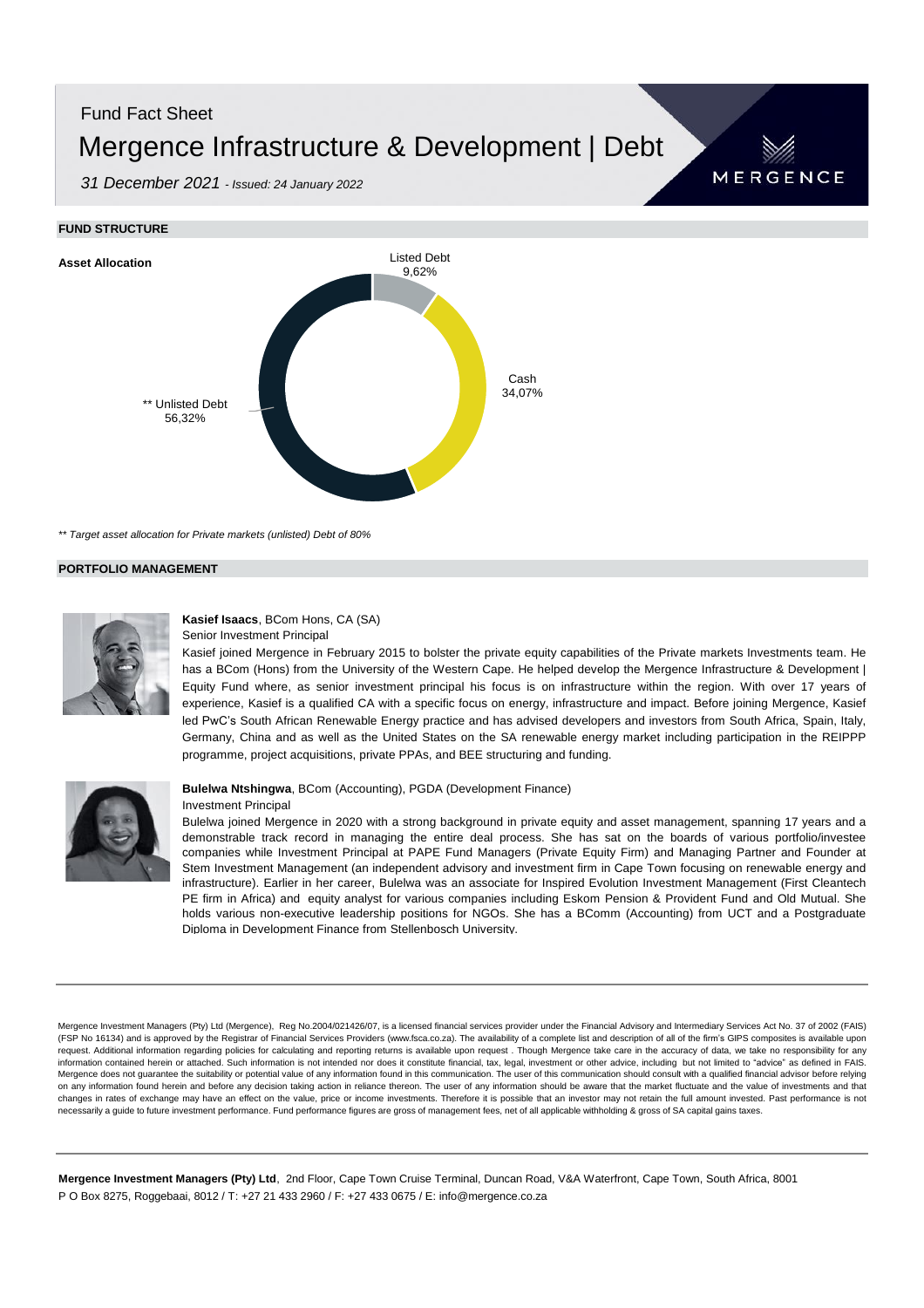Fund Fact Sheet

# Mergence Infrastructure & Development | Debt

*31 December 2021 - Issued: 24 January 2022*

MERGENCE

## FUND STRUCTURE

**Asset Allocation**

Listed Debt
9,62%

Cash
34,07%

** Unlisted Debt
56,32%

*** Target asset allocation for Private markets (unlisted) Debt of 80%*

## PORTFOLIO MANAGEMENT

**Kasief Isaacs**, BCom Hons, CA (SA)
Senior Investment Principal

Kasief joined Mergence in February 2015 to bolster the private equity capabilities of the Private markets Investments team. He has a BCom (Hons) from the University of the Western Cape. He helped develop the Mergence Infrastructure & Development | Equity Fund where, as senior investment principal his focus is on infrastructure within the region. With over 17 years of experience, Kasief is a qualified CA with a specific focus on energy, infrastructure and impact. Before joining Mergence, Kasief led PwC's South African Renewable Energy practice and has advised developers and investors from South Africa, Spain, Italy, Germany, China and as well as the United States on the SA renewable energy market including participation in the REIPPP programme, project acquisitions, private PPAs, and BEE structuring and funding.

**Bulelwa Ntshingwa**, BCom (Accounting), PGDA (Development Finance)
Investment Principal

Bulelwa joined Mergence in 2020 with a strong background in private equity and asset management, spanning 17 years and a demonstrable track record in managing the entire deal process. She has sat on the boards of various portfolio/investee companies while Investment Principal at PAPE Fund Managers (Private Equity Firm) and Managing Partner and Founder at Stem Investment Management (an independent advisory and investment firm in Cape Town focusing on renewable energy and infrastructure). Earlier in her career, Bulelwa was an associate for Inspired Evolution Investment Management (First Cleantech PE firm in Africa) and equity analyst for various companies including Eskom Pension & Provident Fund and Old Mutual. She holds various non-executive leadership positions for NGOs. She has a BComm (Accounting) from UCT and a Postgraduate Diploma in Development Finance from Stellenbosch University.

Mergence Investment Managers (Pty) Ltd (Mergence), Reg No.2004/021426/07, is a licensed financial services provider under the Financial Advisory and Intermediary Services Act No. 37 of 2002 (FAIS) (FSP No 16134) and is approved by the Registrar of Financial Services Providers (www.fsca.co.za). The availability of a complete list and description of all of the firm's GIPS composites is available upon request. Additional information regarding policies for calculating and reporting returns is available upon request . Though Mergence take care in the accuracy of data, we take no responsibility for any information contained herein or attached. Such information is not intended nor does it constitute financial, tax, legal, investment or other advice, including but not limited to "advice" as defined in FAIS. Mergence does not guarantee the suitability or potential value of any information found in this communication. The user of this communication should consult with a qualified financial advisor before relying on any information found herein and before any decision taking action in reliance thereon. The user of any information should be aware that the market fluctuate and the value of investments and that changes in rates of exchange may have an effect on the value, price or income investments. Therefore it is possible that an investor may not retain the full amount invested. Past performance is not necessarily a guide to future investment performance. Fund performance figures are gross of management fees, net of all applicable withholding & gross of SA capital gains taxes.

**Mergence Investment Managers (Pty) Ltd**, 2nd Floor, Cape Town Cruise Terminal, Duncan Road, V&A Waterfront, Cape Town, South Africa, 8001
P O Box 8275, Roggebaai, 8012 / T: +27 21 433 2960 / F: +27 433 0675 / E: info@mergence.co.za